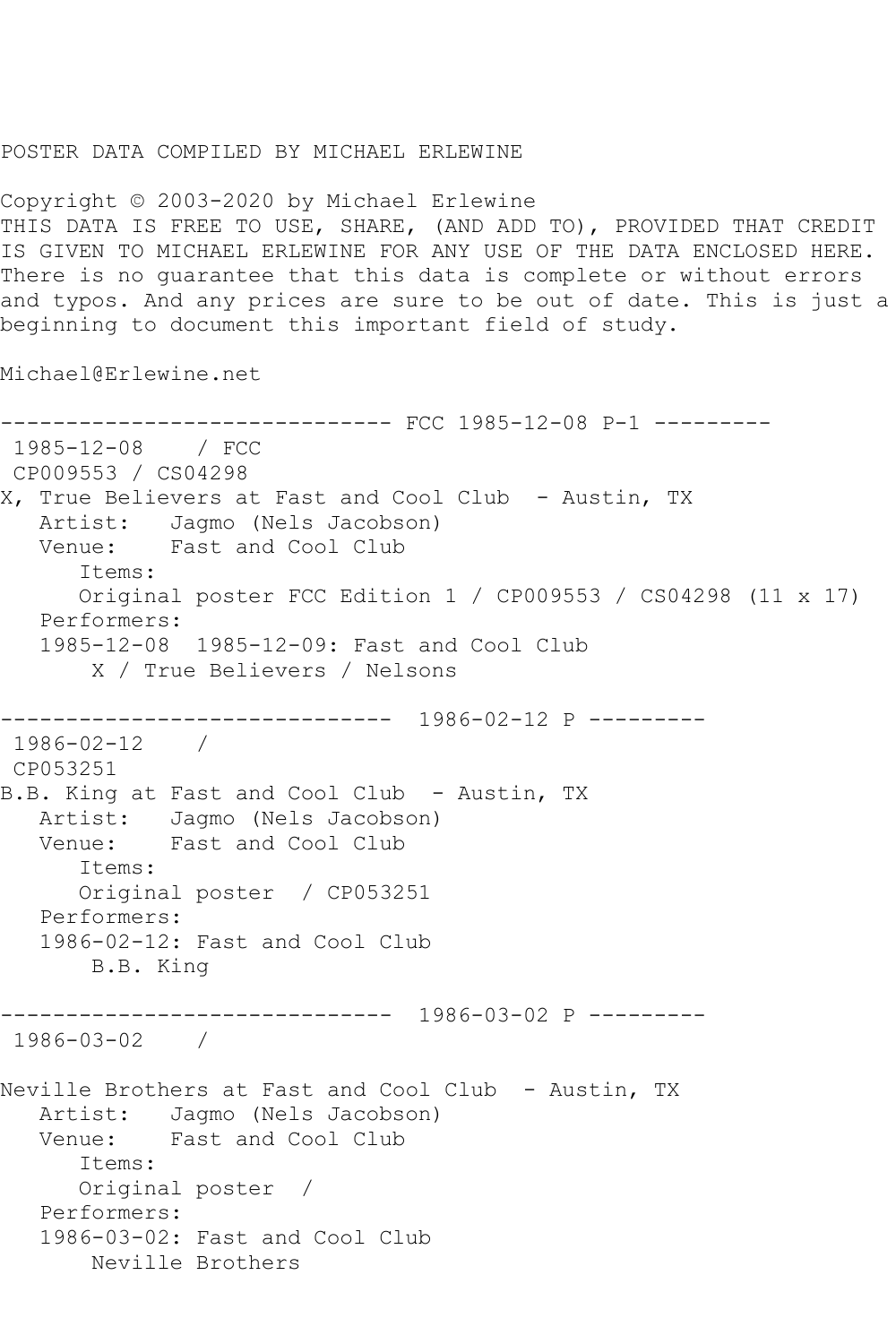POSTER DATA COMPILED BY MICHAEL ERLEWINE

Copyright © 2003-2020 by Michael Erlewine
THIS DATA IS FREE TO USE, SHARE, (AND ADD TO), PROVIDED THAT CREDIT IS GIVEN TO MICHAEL ERLEWINE FOR ANY USE OF THE DATA ENCLOSED HERE. There is no guarantee that this data is complete or without errors and typos. And any prices are sure to be out of date. This is just a beginning to document this important field of study.

Michael@Erlewine.net

```
------------------------------ FCC 1985-12-08 P-1 ---------
 1985-12-08    / FCC
 CP009553 / CS04298
X, True Believers at Fast and Cool Club  - Austin, TX
   Artist:   Jagmo (Nels Jacobson)
   Venue:    Fast and Cool Club
      Items:
      Original poster FCC Edition 1 / CP009553 / CS04298 (11 x 17)
   Performers:
   1985-12-08  1985-12-09: Fast and Cool Club
       X / True Believers / Nelsons

------------------------------  1986-02-12 P ---------
 1986-02-12    /
 CP053251
B.B. King at Fast and Cool Club  - Austin, TX
   Artist:   Jagmo (Nels Jacobson)
   Venue:    Fast and Cool Club
      Items:
      Original poster  / CP053251
   Performers:
   1986-02-12: Fast and Cool Club
       B.B. King

------------------------------  1986-03-02 P ---------
 1986-03-02    /

Neville Brothers at Fast and Cool Club  - Austin, TX
   Artist:   Jagmo (Nels Jacobson)
   Venue:    Fast and Cool Club
      Items:
      Original poster  /
   Performers:
   1986-03-02: Fast and Cool Club
       Neville Brothers
```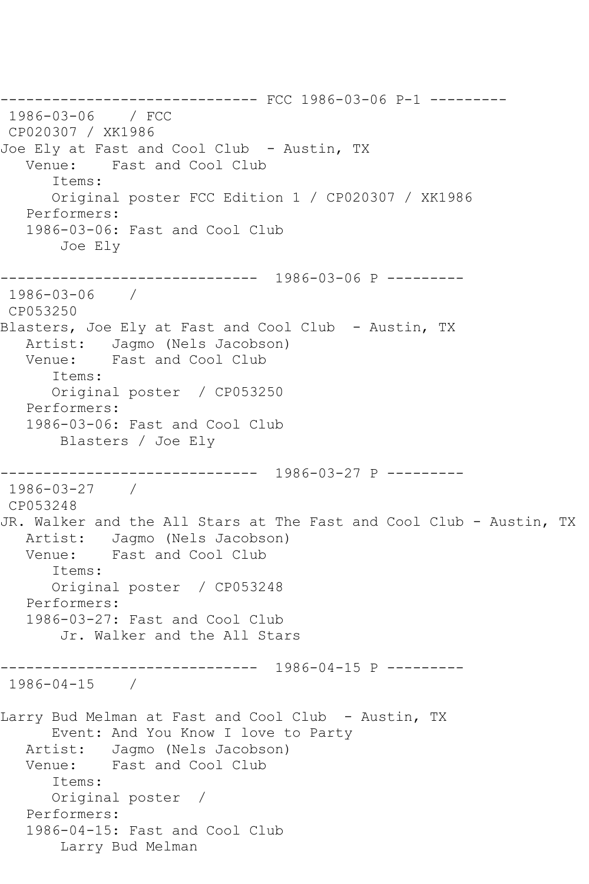------------------------------ FCC 1986-03-06 P-1 ---------

1986-03-06 / FCC
CP020307 / XK1986

Joe Ely at Fast and Cool Club - Austin, TX

Venue: Fast and Cool Club

Items:

Original poster FCC Edition 1 / CP020307 / XK1986

Performers:

1986-03-06: Fast and Cool Club

Joe Ely

------------------------------ 1986-03-06 P ---------

1986-03-06 /
CP053250

Blasters, Joe Ely at Fast and Cool Club - Austin, TX

Artist: Jagmo (Nels Jacobson)

Venue: Fast and Cool Club

Items:

Original poster / CP053250

Performers:

1986-03-06: Fast and Cool Club

Blasters / Joe Ely

------------------------------ 1986-03-27 P ---------

1986-03-27 /
CP053248

JR. Walker and the All Stars at The Fast and Cool Club - Austin, TX

Artist: Jagmo (Nels Jacobson)

Venue: Fast and Cool Club

Items:

Original poster / CP053248

Performers:

1986-03-27: Fast and Cool Club

Jr. Walker and the All Stars

------------------------------ 1986-04-15 P ---------

1986-04-15 /

Larry Bud Melman at Fast and Cool Club - Austin, TX

Event: And You Know I love to Party

Artist: Jagmo (Nels Jacobson)

Venue: Fast and Cool Club

Items:

Original poster /

Performers:

1986-04-15: Fast and Cool Club

Larry Bud Melman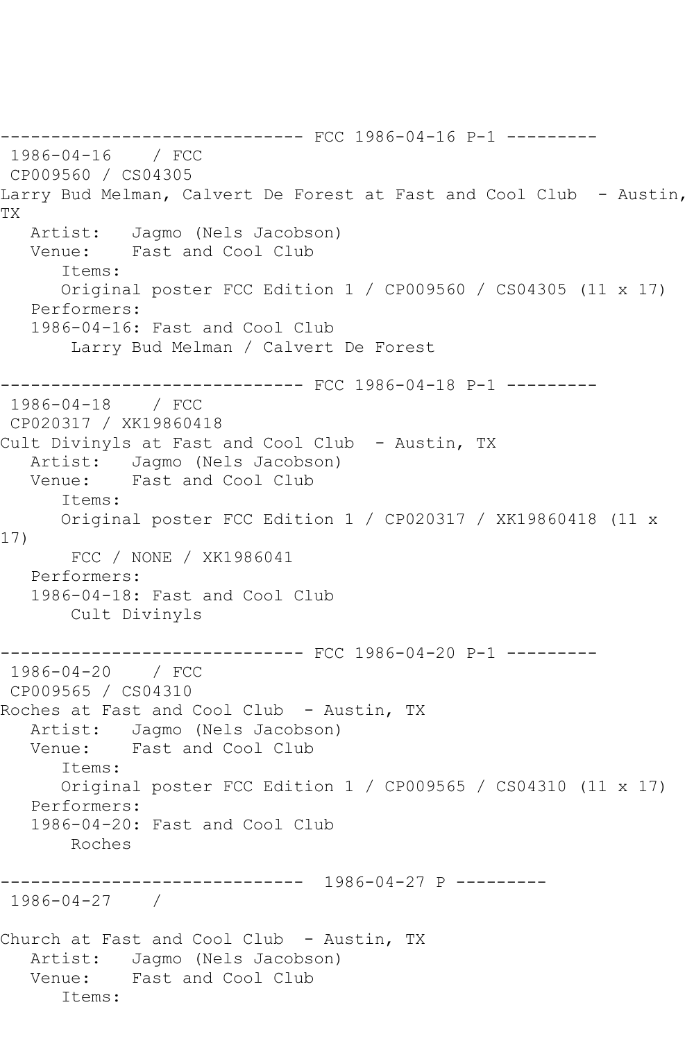------------------------------ FCC 1986-04-16 P-1 ---------
1986-04-16 / FCC
CP009560 / CS04305
Larry Bud Melman, Calvert De Forest at Fast and Cool Club - Austin, TX
Artist: Jagmo (Nels Jacobson)
Venue: Fast and Cool Club
Items:
Original poster FCC Edition 1 / CP009560 / CS04305 (11 x 17)
Performers:
1986-04-16: Fast and Cool Club
Larry Bud Melman / Calvert De Forest

------------------------------ FCC 1986-04-18 P-1 ---------
1986-04-18 / FCC
CP020317 / XK19860418
Cult Divinyls at Fast and Cool Club - Austin, TX
Artist: Jagmo (Nels Jacobson)
Venue: Fast and Cool Club
Items:
Original poster FCC Edition 1 / CP020317 / XK19860418 (11 x 17)
FCC / NONE / XK1986041
Performers:
1986-04-18: Fast and Cool Club
Cult Divinyls

------------------------------ FCC 1986-04-20 P-1 ---------
1986-04-20 / FCC
CP009565 / CS04310
Roches at Fast and Cool Club - Austin, TX
Artist: Jagmo (Nels Jacobson)
Venue: Fast and Cool Club
Items:
Original poster FCC Edition 1 / CP009565 / CS04310 (11 x 17)
Performers:
1986-04-20: Fast and Cool Club
Roches

------------------------------ 1986-04-27 P ---------
1986-04-27 /

Church at Fast and Cool Club - Austin, TX
Artist: Jagmo (Nels Jacobson)
Venue: Fast and Cool Club
Items: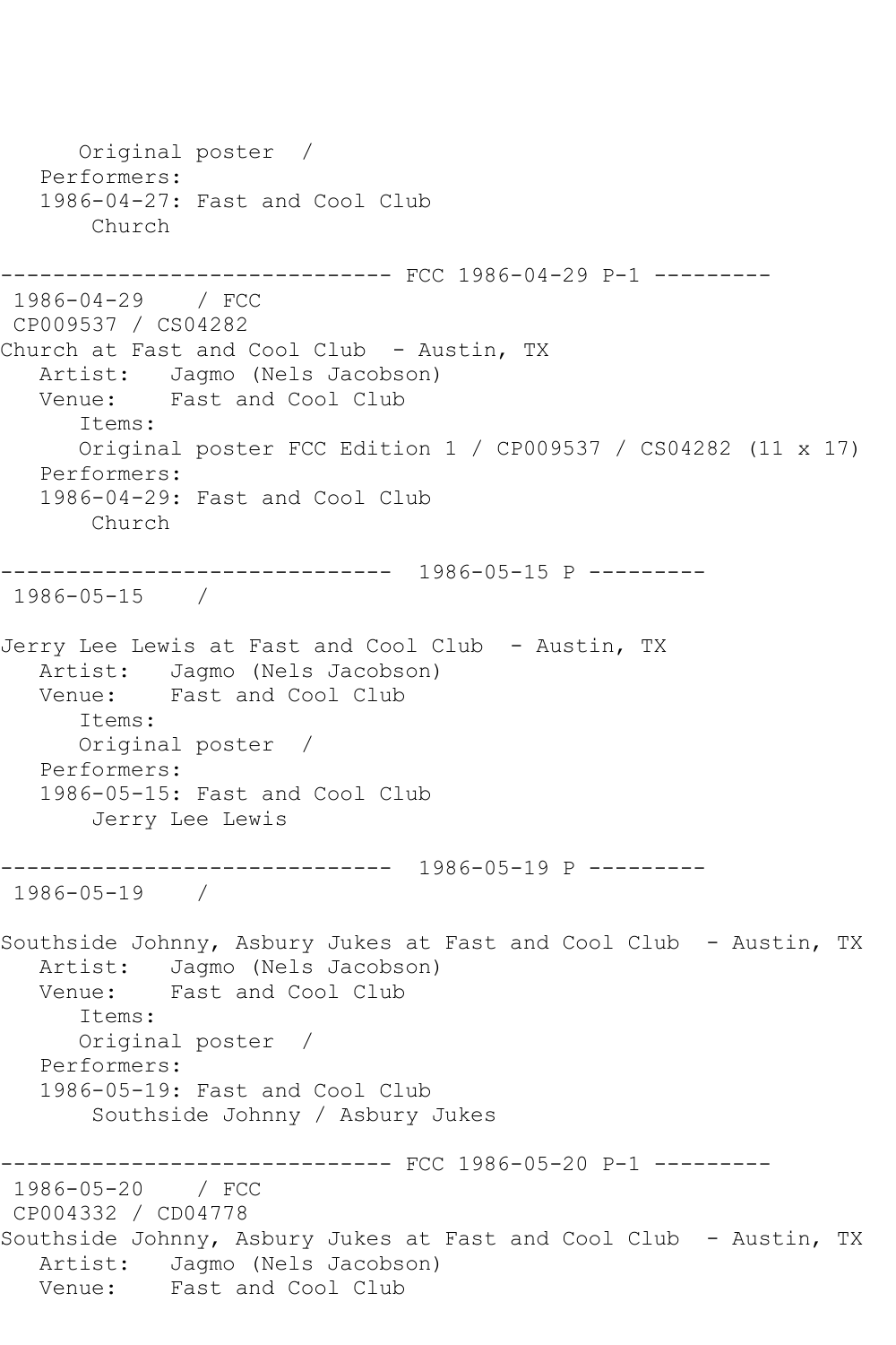```
      Original poster  /
   Performers:
   1986-04-27: Fast and Cool Club
       Church

------------------------------ FCC 1986-04-29 P-1 ---------
 1986-04-29    / FCC
 CP009537 / CS04282
Church at Fast and Cool Club  - Austin, TX
   Artist:   Jagmo (Nels Jacobson)
   Venue:    Fast and Cool Club
      Items:
      Original poster FCC Edition 1 / CP009537 / CS04282 (11 x 17)
   Performers:
   1986-04-29: Fast and Cool Club
       Church

------------------------------  1986-05-15 P ---------
 1986-05-15    /

Jerry Lee Lewis at Fast and Cool Club  - Austin, TX
   Artist:   Jagmo (Nels Jacobson)
   Venue:    Fast and Cool Club
      Items:
      Original poster  /
   Performers:
   1986-05-15: Fast and Cool Club
       Jerry Lee Lewis

------------------------------  1986-05-19 P ---------
 1986-05-19    /

Southside Johnny, Asbury Jukes at Fast and Cool Club  - Austin, TX
   Artist:   Jagmo (Nels Jacobson)
   Venue:    Fast and Cool Club
      Items:
      Original poster  /
   Performers:
   1986-05-19: Fast and Cool Club
       Southside Johnny / Asbury Jukes

------------------------------ FCC 1986-05-20 P-1 ---------
 1986-05-20    / FCC
 CP004332 / CD04778
Southside Johnny, Asbury Jukes at Fast and Cool Club  - Austin, TX
   Artist:   Jagmo (Nels Jacobson)
   Venue:    Fast and Cool Club
```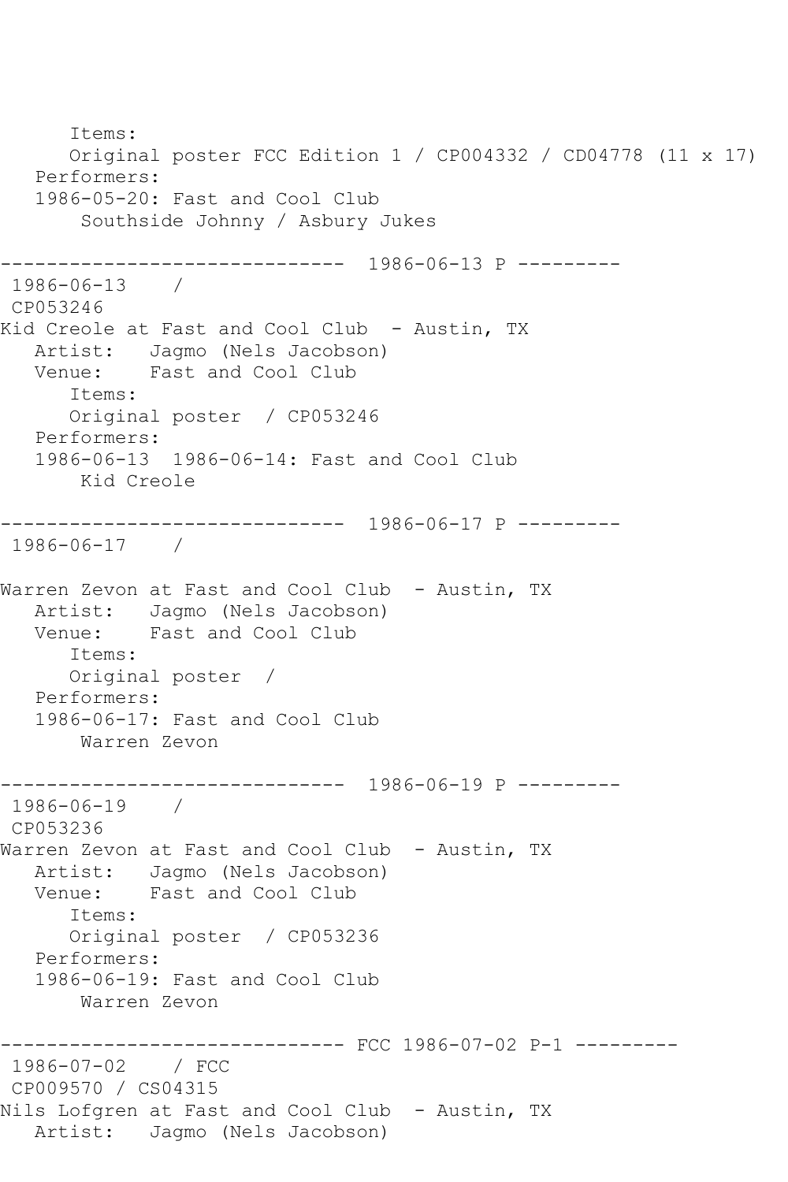```
      Items:
      Original poster FCC Edition 1 / CP004332 / CD04778 (11 x 17)
   Performers:
   1986-05-20: Fast and Cool Club
       Southside Johnny / Asbury Jukes

------------------------------  1986-06-13 P ---------
 1986-06-13    /
 CP053246
Kid Creole at Fast and Cool Club  - Austin, TX
   Artist:   Jagmo (Nels Jacobson)
   Venue:    Fast and Cool Club
      Items:
      Original poster  / CP053246
   Performers:
   1986-06-13  1986-06-14: Fast and Cool Club
       Kid Creole

------------------------------  1986-06-17 P ---------
 1986-06-17    /

Warren Zevon at Fast and Cool Club  - Austin, TX
   Artist:   Jagmo (Nels Jacobson)
   Venue:    Fast and Cool Club
      Items:
      Original poster  /
   Performers:
   1986-06-17: Fast and Cool Club
       Warren Zevon

------------------------------  1986-06-19 P ---------
 1986-06-19    /
 CP053236
Warren Zevon at Fast and Cool Club  - Austin, TX
   Artist:   Jagmo (Nels Jacobson)
   Venue:    Fast and Cool Club
      Items:
      Original poster  / CP053236
   Performers:
   1986-06-19: Fast and Cool Club
       Warren Zevon

------------------------------ FCC 1986-07-02 P-1 ---------
 1986-07-02    / FCC
 CP009570 / CS04315
Nils Lofgren at Fast and Cool Club  - Austin, TX
   Artist:   Jagmo (Nels Jacobson)
```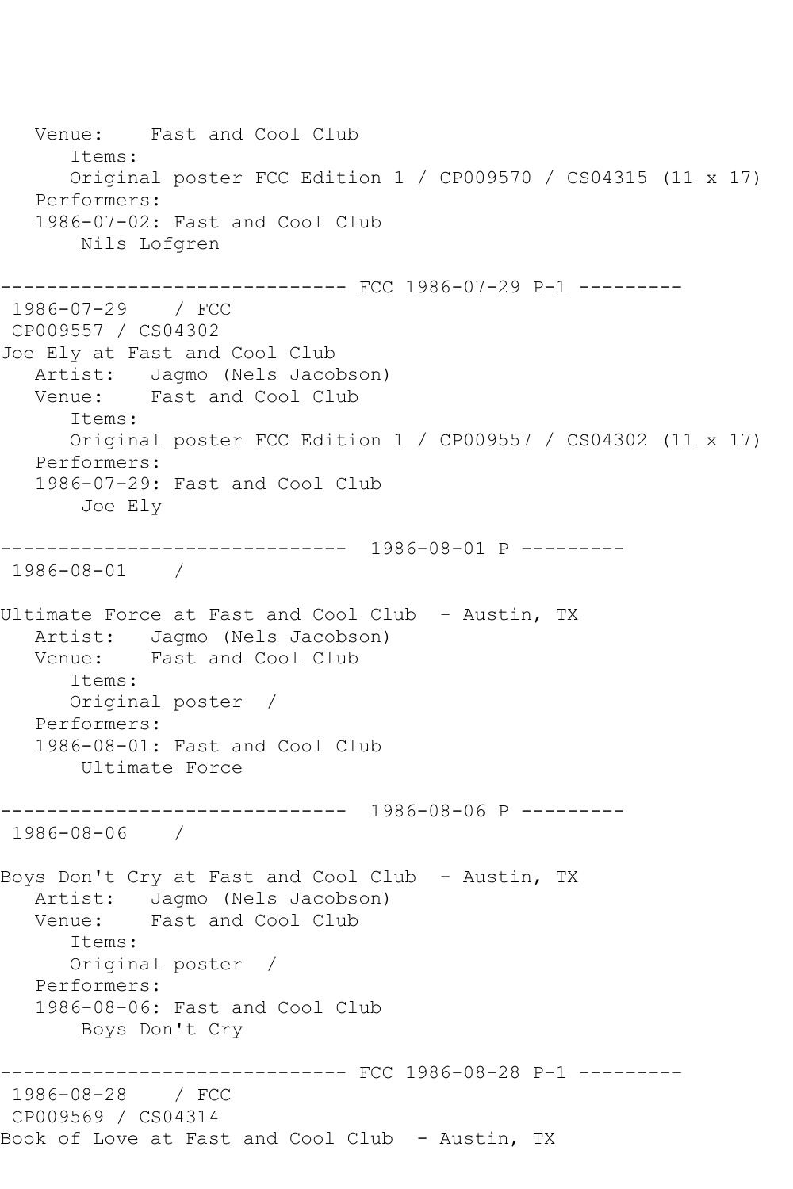```
   Venue:    Fast and Cool Club
      Items:
      Original poster FCC Edition 1 / CP009570 / CS04315 (11 x 17)
   Performers:
   1986-07-02: Fast and Cool Club
       Nils Lofgren

------------------------------ FCC 1986-07-29 P-1 ---------
 1986-07-29    / FCC
 CP009557 / CS04302
Joe Ely at Fast and Cool Club
   Artist:   Jagmo (Nels Jacobson)
   Venue:    Fast and Cool Club
      Items:
      Original poster FCC Edition 1 / CP009557 / CS04302 (11 x 17)
   Performers:
   1986-07-29: Fast and Cool Club
       Joe Ely

------------------------------  1986-08-01 P ---------
 1986-08-01    /

Ultimate Force at Fast and Cool Club  - Austin, TX
   Artist:   Jagmo (Nels Jacobson)
   Venue:    Fast and Cool Club
      Items:
      Original poster  /
   Performers:
   1986-08-01: Fast and Cool Club
       Ultimate Force

------------------------------  1986-08-06 P ---------
 1986-08-06    /

Boys Don't Cry at Fast and Cool Club  - Austin, TX
   Artist:   Jagmo (Nels Jacobson)
   Venue:    Fast and Cool Club
      Items:
      Original poster  /
   Performers:
   1986-08-06: Fast and Cool Club
       Boys Don't Cry

------------------------------ FCC 1986-08-28 P-1 ---------
 1986-08-28    / FCC
 CP009569 / CS04314
Book of Love at Fast and Cool Club  - Austin, TX
```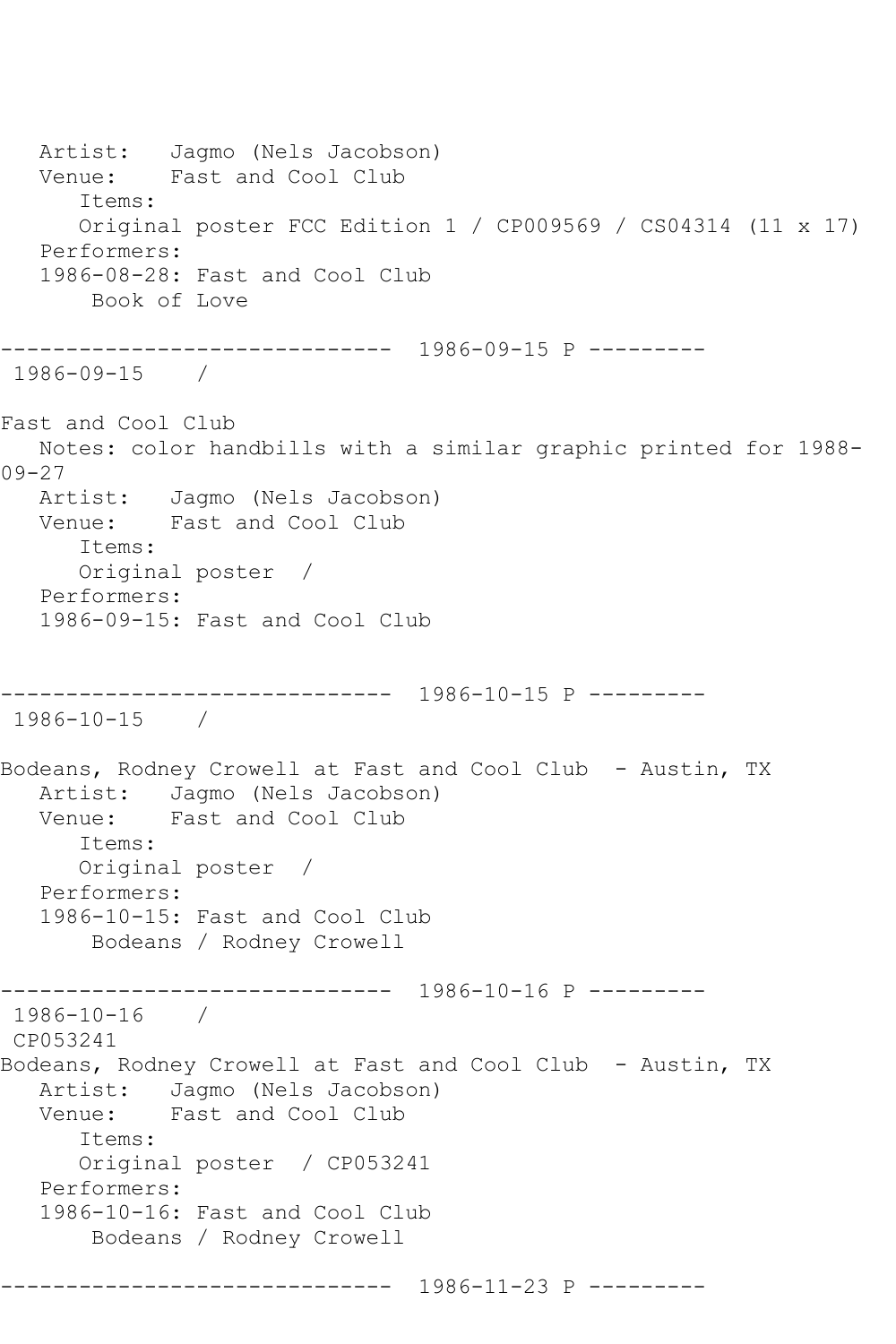```
   Artist:   Jagmo (Nels Jacobson)
   Venue:    Fast and Cool Club
      Items:
      Original poster FCC Edition 1 / CP009569 / CS04314 (11 x 17)
   Performers:
   1986-08-28: Fast and Cool Club
       Book of Love

------------------------------  1986-09-15 P ---------
 1986-09-15    / 

Fast and Cool Club
   Notes: color handbills with a similar graphic printed for 1988-
09-27
   Artist:   Jagmo (Nels Jacobson)
   Venue:    Fast and Cool Club
      Items:
      Original poster  / 
   Performers:
   1986-09-15: Fast and Cool Club


------------------------------  1986-10-15 P ---------
 1986-10-15    / 

Bodeans, Rodney Crowell at Fast and Cool Club  - Austin, TX
   Artist:   Jagmo (Nels Jacobson)
   Venue:    Fast and Cool Club
      Items:
      Original poster  / 
   Performers:
   1986-10-15: Fast and Cool Club
       Bodeans / Rodney Crowell

------------------------------  1986-10-16 P ---------
 1986-10-16    / 
 CP053241
Bodeans, Rodney Crowell at Fast and Cool Club  - Austin, TX
   Artist:   Jagmo (Nels Jacobson)
   Venue:    Fast and Cool Club
      Items:
      Original poster  / CP053241
   Performers:
   1986-10-16: Fast and Cool Club
       Bodeans / Rodney Crowell

------------------------------  1986-11-23 P ---------
```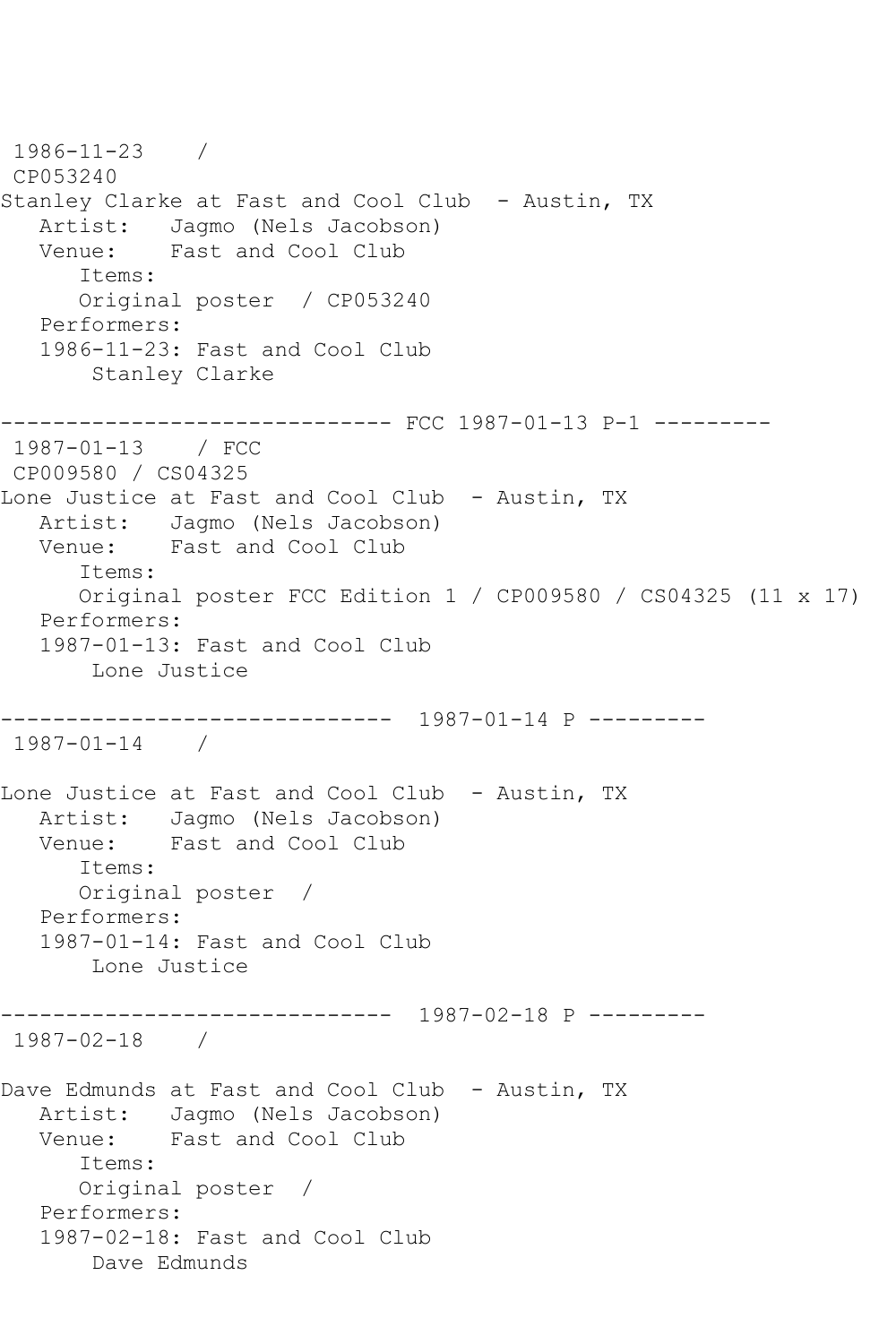1986-11-23 /
CP053240
Stanley Clarke at Fast and Cool Club - Austin, TX
Artist: Jagmo (Nels Jacobson)
Venue: Fast and Cool Club
Items:
Original poster / CP053240
Performers:
1986-11-23: Fast and Cool Club
Stanley Clarke

------------------------------ FCC 1987-01-13 P-1 ---------
1987-01-13 / FCC
CP009580 / CS04325
Lone Justice at Fast and Cool Club - Austin, TX
Artist: Jagmo (Nels Jacobson)
Venue: Fast and Cool Club
Items:
Original poster FCC Edition 1 / CP009580 / CS04325 (11 x 17)
Performers:
1987-01-13: Fast and Cool Club
Lone Justice

------------------------------ 1987-01-14 P ---------
1987-01-14 /

Lone Justice at Fast and Cool Club - Austin, TX
Artist: Jagmo (Nels Jacobson)
Venue: Fast and Cool Club
Items:
Original poster /
Performers:
1987-01-14: Fast and Cool Club
Lone Justice

------------------------------ 1987-02-18 P ---------
1987-02-18 /

Dave Edmunds at Fast and Cool Club - Austin, TX
Artist: Jagmo (Nels Jacobson)
Venue: Fast and Cool Club
Items:
Original poster /
Performers:
1987-02-18: Fast and Cool Club
Dave Edmunds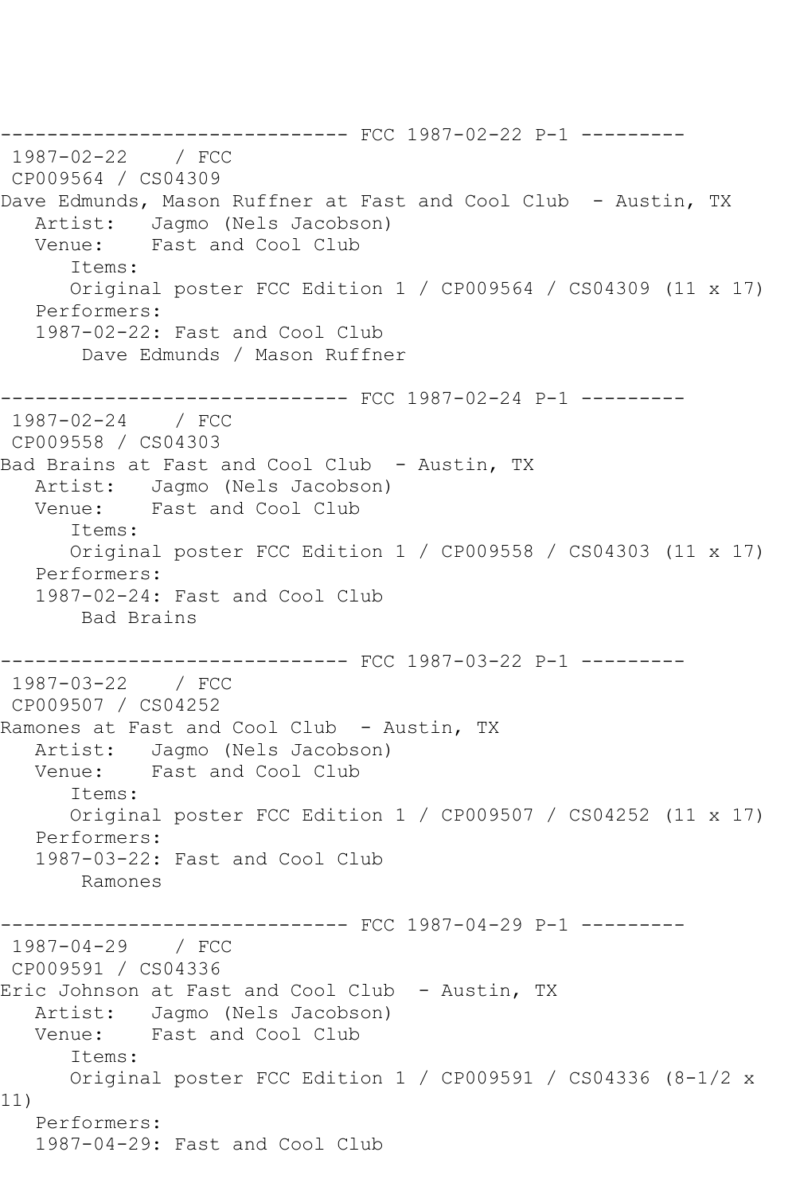------------------------------ FCC 1987-02-22 P-1 ---------

1987-02-22 / FCC
CP009564 / CS04309
Dave Edmunds, Mason Ruffner at Fast and Cool Club - Austin, TX
Artist: Jagmo (Nels Jacobson)
Venue: Fast and Cool Club
Items:
Original poster FCC Edition 1 / CP009564 / CS04309 (11 x 17)
Performers:
1987-02-22: Fast and Cool Club
Dave Edmunds / Mason Ruffner

------------------------------ FCC 1987-02-24 P-1 ---------

1987-02-24 / FCC
CP009558 / CS04303
Bad Brains at Fast and Cool Club - Austin, TX
Artist: Jagmo (Nels Jacobson)
Venue: Fast and Cool Club
Items:
Original poster FCC Edition 1 / CP009558 / CS04303 (11 x 17)
Performers:
1987-02-24: Fast and Cool Club
Bad Brains

------------------------------ FCC 1987-03-22 P-1 ---------

1987-03-22 / FCC
CP009507 / CS04252
Ramones at Fast and Cool Club - Austin, TX
Artist: Jagmo (Nels Jacobson)
Venue: Fast and Cool Club
Items:
Original poster FCC Edition 1 / CP009507 / CS04252 (11 x 17)
Performers:
1987-03-22: Fast and Cool Club
Ramones

------------------------------ FCC 1987-04-29 P-1 ---------

1987-04-29 / FCC
CP009591 / CS04336
Eric Johnson at Fast and Cool Club - Austin, TX
Artist: Jagmo (Nels Jacobson)
Venue: Fast and Cool Club
Items:
Original poster FCC Edition 1 / CP009591 / CS04336 (8-1/2 x 11)
Performers:
1987-04-29: Fast and Cool Club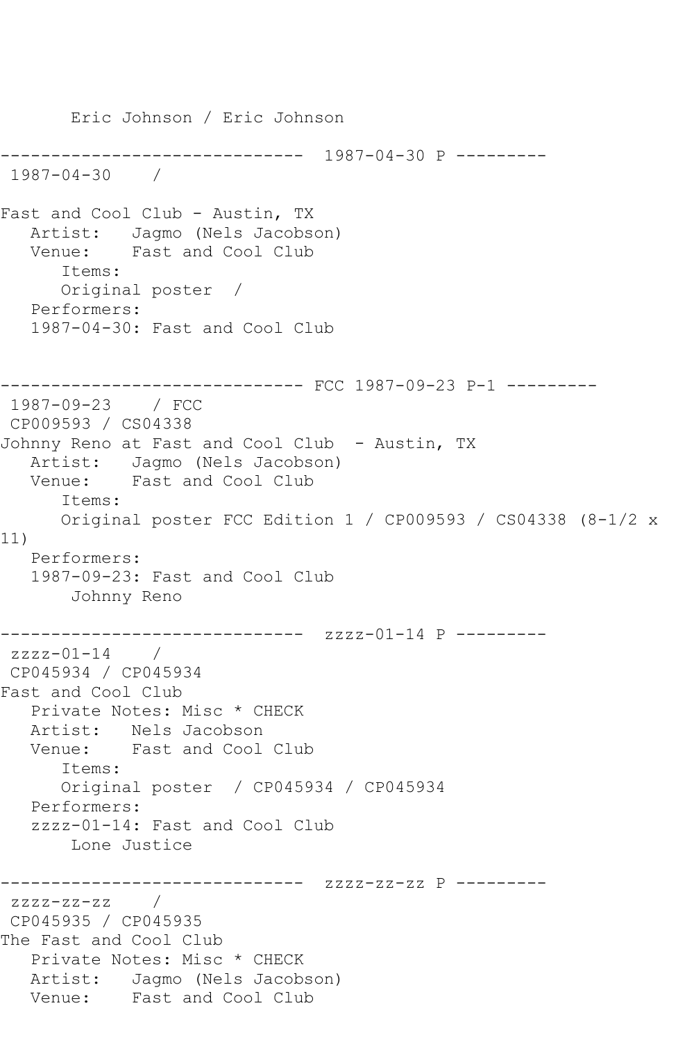Eric Johnson / Eric Johnson

------------------------------ 1987-04-30 P ---------
1987-04-30 /

Fast and Cool Club - Austin, TX
Artist: Jagmo (Nels Jacobson)
Venue: Fast and Cool Club
Items:
Original poster /
Performers:
1987-04-30: Fast and Cool Club

------------------------------ FCC 1987-09-23 P-1 ---------
1987-09-23 / FCC
CP009593 / CS04338
Johnny Reno at Fast and Cool Club - Austin, TX
Artist: Jagmo (Nels Jacobson)
Venue: Fast and Cool Club
Items:
Original poster FCC Edition 1 / CP009593 / CS04338 (8-1/2 x 11)
Performers:
1987-09-23: Fast and Cool Club
Johnny Reno

------------------------------ zzzz-01-14 P ---------
zzzz-01-14 /
CP045934 / CP045934
Fast and Cool Club
Private Notes: Misc * CHECK
Artist: Nels Jacobson
Venue: Fast and Cool Club
Items:
Original poster / CP045934 / CP045934
Performers:
zzzz-01-14: Fast and Cool Club
Lone Justice

------------------------------ zzzz-zz-zz P ---------
zzzz-zz-zz /
CP045935 / CP045935
The Fast and Cool Club
Private Notes: Misc * CHECK
Artist: Jagmo (Nels Jacobson)
Venue: Fast and Cool Club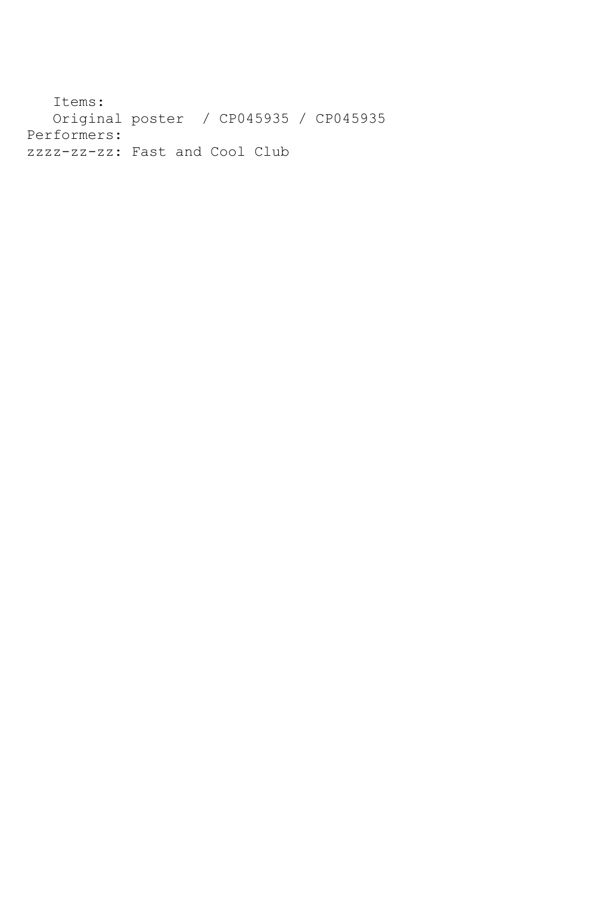Items:

Original poster / CP045935 / CP045935

Performers:

zzzz-zz-zz: Fast and Cool Club